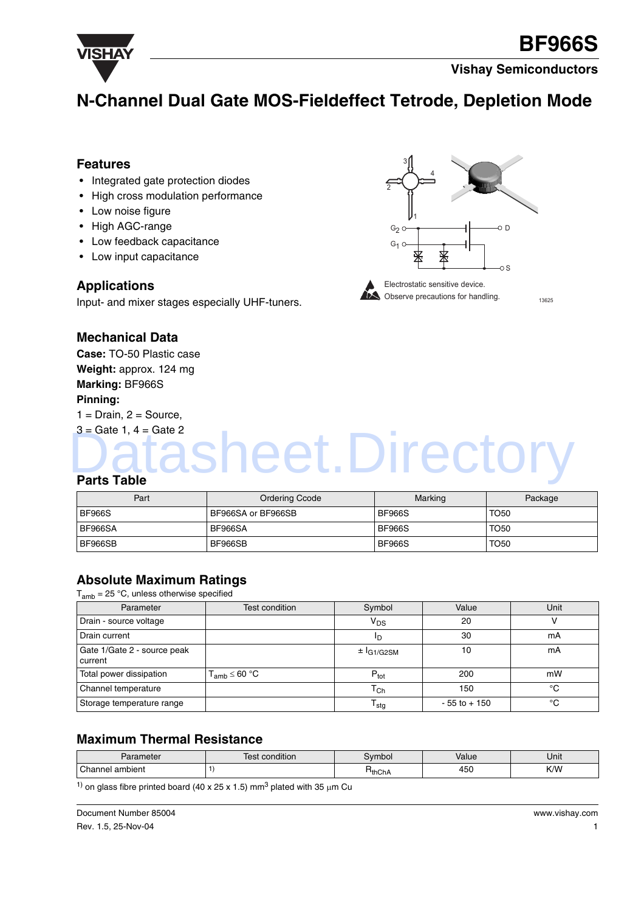# N-Channel Dual Gate MOS-Fieldeffect Tetrode, Depletion Mode

## Features

- Integrated gate protection diodes
- High cross modulation performance
- Low noise figure
- High AGC-range
- Low feedback capacitance
- Low input capacitance

Electrostatic sensitive device. Observe precautions for handling.

## Applications

Input- and mixer stages especially UHF-tuners.

## Mechanical Data

**Case:** TO-50 Plastic case
**Weight:** approx. 124 mg
**Marking:** BF966S
**Pinning:**
1 = Drain, 2 = Source,
3 = Gate 1, 4 = Gate 2

## Parts Table

| Part | Ordering Coode | Marking | Package |
|---|---|---|---|
| BF966S | BF966SA or BF966SB | BF966S | TO50 |
| BF966SA | BF966SA | BF966S | TO50 |
| BF966SB | BF966SB | BF966S | TO50 |

## Absolute Maximum Ratings

$T_{amb}$ = 25 °C, unless otherwise specified

| Parameter | Test condition | Symbol | Value | Unit |
|---|---|---|---|---|
| Drain - source voltage | | $V_{DS}$ | 20 | V |
| Drain current | | $I_D$ | 30 | mA |
| Gate 1/Gate 2 - source peak current | | $\pm I_{G1/G2SM}$ | 10 | mA |
| Total power dissipation | $T_{amb} \le 60$ °C | $P_{tot}$ | 200 | mW |
| Channel temperature | | $T_{Ch}$ | 150 | °C |
| Storage temperature range | | $T_{stg}$ | - 55 to + 150 | °C |

## Maximum Thermal Resistance

| Parameter | Test condition | Symbol | Value | Unit |
|---|---|---|---|---|
| Channel ambient | 1) | $R_{thChA}$ | 450 | K/W |

1) on glass fibre printed board (40 x 25 x 1.5) $mm^3$ plated with 35 $\mu$m Cu

Document Number 85004
Rev. 1.5, 25-Nov-04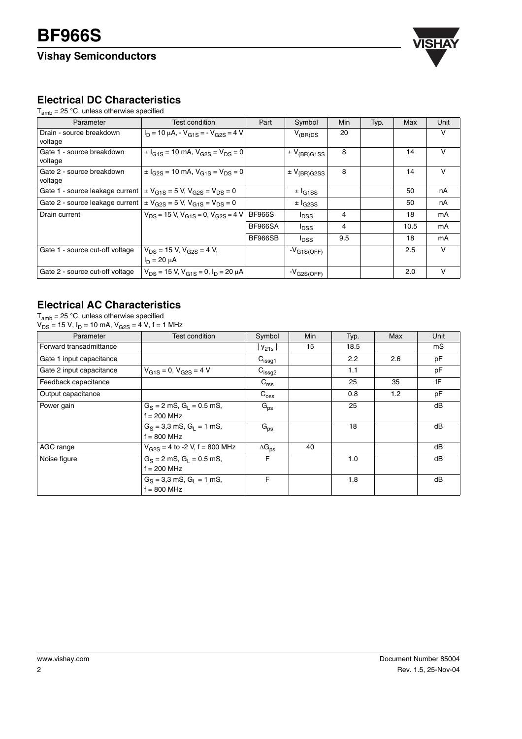## Electrical DC Characteristics

$T_{amb}$ = 25 °C, unless otherwise specified

| Parameter | Test condition | Part | Symbol | Min | Typ. | Max | Unit |
|---|---|---|---|---|---|---|---|
| Drain - source breakdown voltage | $I_D$ = 10 µA, - $V_{G1S}$ = - $V_{G2S}$ = 4 V | | $V_{(BR)DS}$ | 20 | | | V |
| Gate 1 - source breakdown voltage | ± $I_{G1S}$ = 10 mA, $V_{G2S}$ = $V_{DS}$ = 0 | | ± $V_{(BR)G1SS}$ | 8 | | 14 | V |
| Gate 2 - source breakdown voltage | ± $I_{G2S}$ = 10 mA, $V_{G1S}$ = $V_{DS}$ = 0 | | ± $V_{(BR)G2SS}$ | 8 | | 14 | V |
| Gate 1 - source leakage current | ± $V_{G1S}$ = 5 V, $V_{G2S}$ = $V_{DS}$ = 0 | | ± $I_{G1SS}$ | | | 50 | nA |
| Gate 2 - source leakage current | ± $V_{G2S}$ = 5 V, $V_{G1S}$ = $V_{DS}$ = 0 | | ± $I_{G2SS}$ | | | 50 | nA |
| Drain current | $V_{DS}$ = 15 V, $V_{G1S}$ = 0, $V_{G2S}$ = 4 V | BF966S | $I_{DSS}$ | 4 | | 18 | mA |
| | | BF966SA | $I_{DSS}$ | 4 | | 10.5 | mA |
| | | BF966SB | $I_{DSS}$ | 9.5 | | 18 | mA |
| Gate 1 - source cut-off voltage | $V_{DS}$ = 15 V, $V_{G2S}$ = 4 V, $I_D$ = 20 µA | | $-V_{G1S(OFF)}$ | | | 2.5 | V |
| Gate 2 - source cut-off voltage | $V_{DS}$ = 15 V, $V_{G1S}$ = 0, $I_D$ = 20 µA | | $-V_{G2S(OFF)}$ | | | 2.0 | V |

## Electrical AC Characteristics

$T_{amb}$ = 25 °C, unless otherwise specified
$V_{DS}$ = 15 V, $I_D$ = 10 mA, $V_{G2S}$ = 4 V, f = 1 MHz

| Parameter | Test condition | Symbol | Min | Typ. | Max | Unit |
|---|---|---|---|---|---|---|
| Forward transadmittance | | $\lvert y_{21s} \rvert$ | 15 | 18.5 | | mS |
| Gate 1 input capacitance | | $C_{issg1}$ | | 2.2 | 2.6 | pF |
| Gate 2 input capacitance | $V_{G1S}$ = 0, $V_{G2S}$ = 4 V | $C_{issg2}$ | | 1.1 | | pF |
| Feedback capacitance | | $C_{rss}$ | | 25 | 35 | fF |
| Output capacitance | | $C_{oss}$ | | 0.8 | 1.2 | pF |
| Power gain | $G_S$ = 2 mS, $G_L$ = 0.5 mS, f = 200 MHz | $G_{ps}$ | | 25 | | dB |
| | $G_S$ = 3,3 mS, $G_L$ = 1 mS, f = 800 MHz | $G_{ps}$ | | 18 | | dB |
| AGC range | $V_{G2S}$ = 4 to -2 V, f = 800 MHz | $\Delta G_{ps}$ | 40 | | | dB |
| Noise figure | $G_S$ = 2 mS, $G_L$ = 0.5 mS, f = 200 MHz | F | | 1.0 | | dB |
| | $G_S$ = 3,3 mS, $G_L$ = 1 mS, f = 800 MHz | F | | 1.8 | | dB |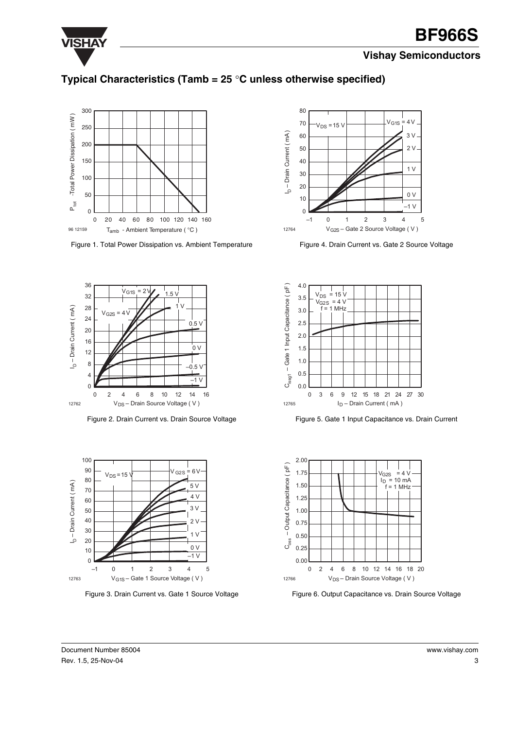## Typical Characteristics (Tamb = 25 °C unless otherwise specified)

Figure 1. Total Power Dissipation vs. Ambient Temperature

Figure 2. Drain Current vs. Drain Source Voltage

Figure 3. Drain Current vs. Gate 1 Source Voltage

Figure 4. Drain Current vs. Gate 2 Source Voltage

Figure 5. Gate 1 Input Capacitance vs. Drain Current

Figure 6. Output Capacitance vs. Drain Source Voltage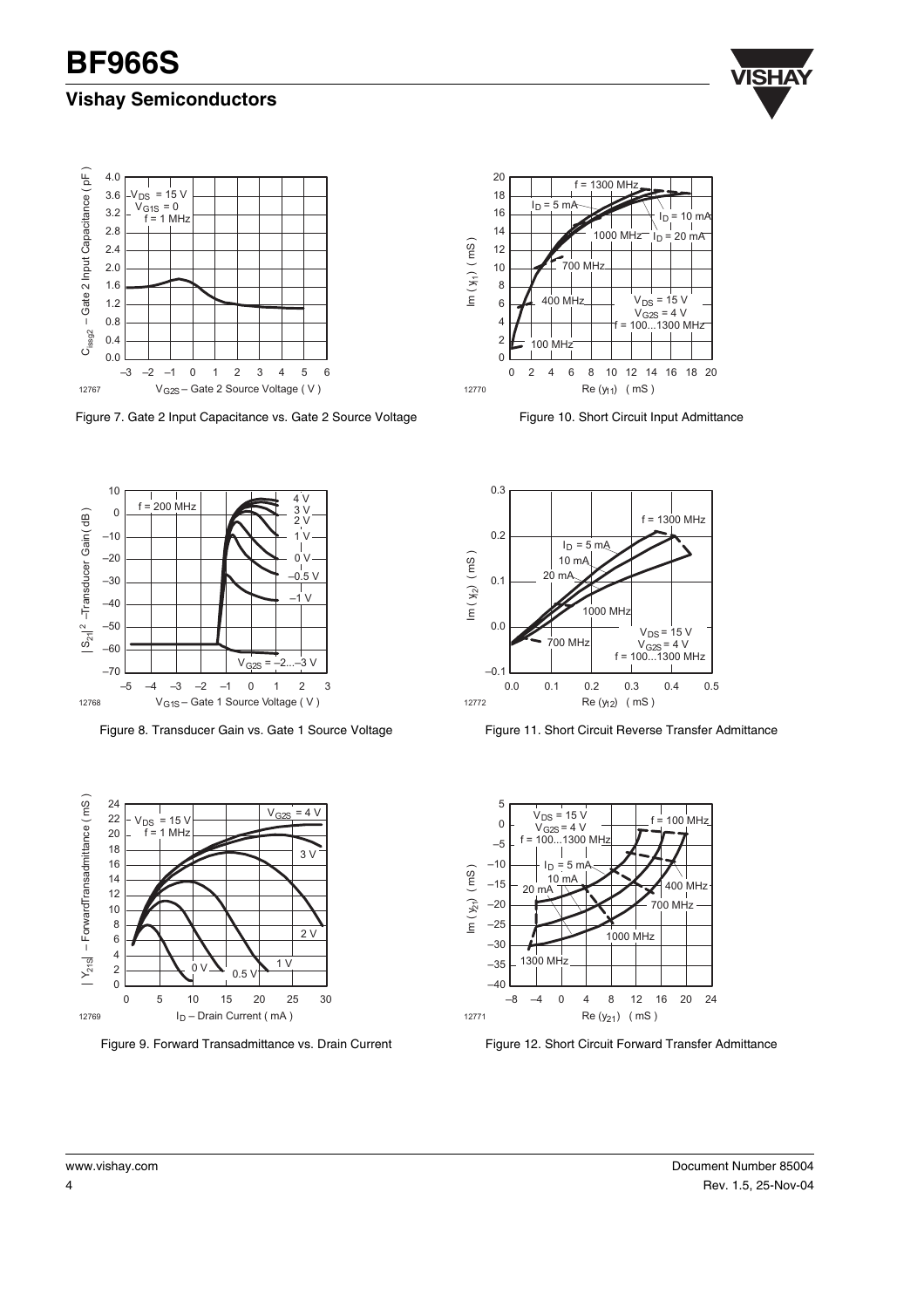Figure 7. Gate 2 Input Capacitance vs. Gate 2 Source Voltage

Figure 8. Transducer Gain vs. Gate 1 Source Voltage

Figure 9. Forward Transadmittance vs. Drain Current

Figure 10. Short Circuit Input Admittance

Figure 11. Short Circuit Reverse Transfer Admittance

Figure 12. Short Circuit Forward Transfer Admittance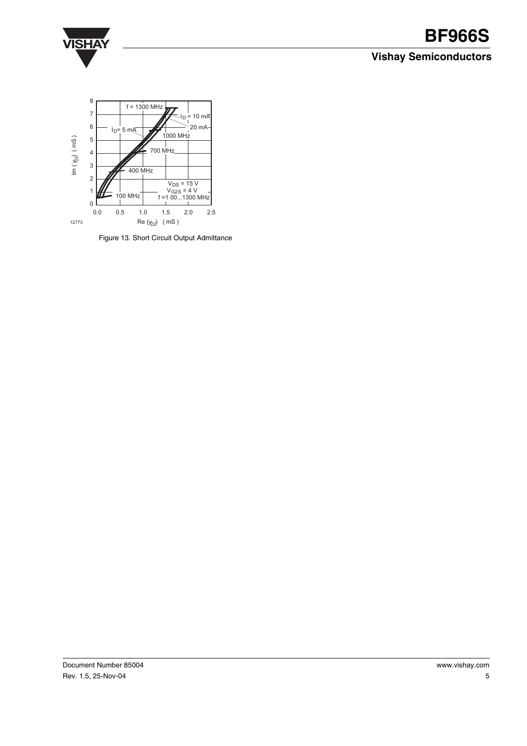Figure 13. Short Circuit Output Admittance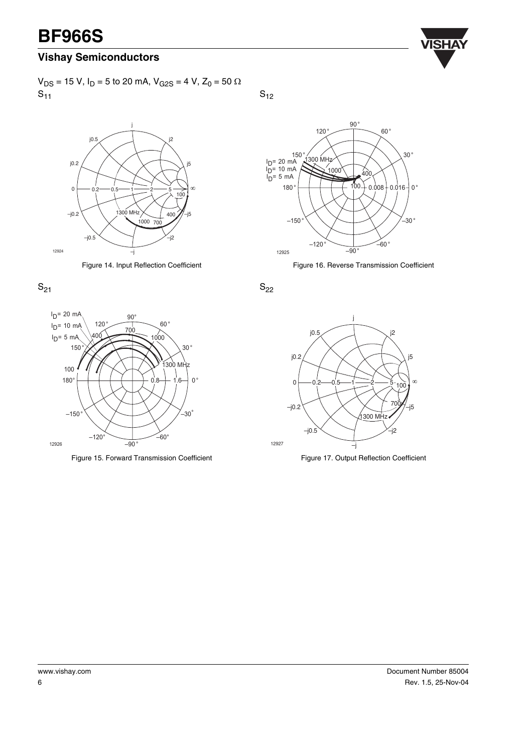$V_{DS}$ = 15 V, $I_D$ = 5 to 20 mA, $V_{G2S}$ = 4 V, $Z_0$ = 50 Ω

$S_{11}$

Figure 14. Input Reflection Coefficient

$S_{12}$

Figure 16. Reverse Transmission Coefficient

$S_{21}$

Figure 15. Forward Transmission Coefficient

$S_{22}$

Figure 17. Output Reflection Coefficient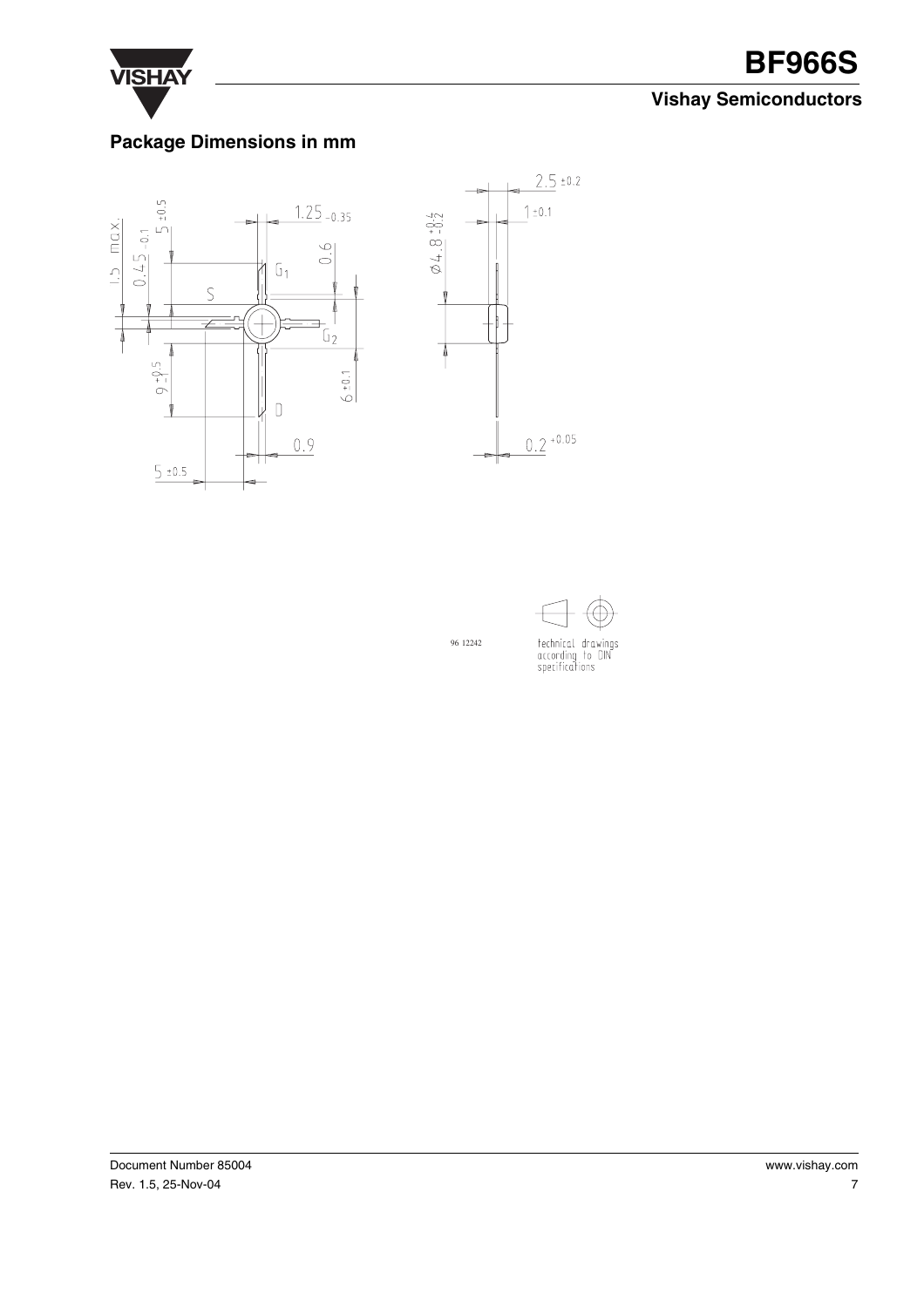## Package Dimensions in mm

96 12242

technical drawings
according to DIN
specifications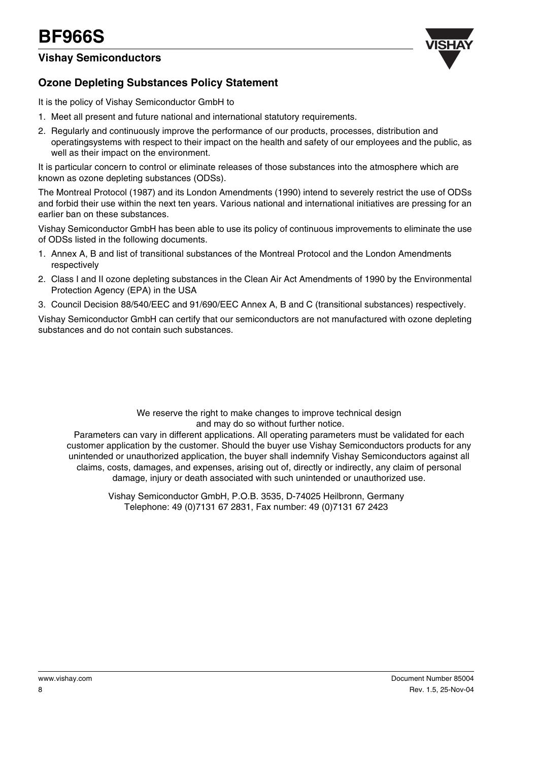## Ozone Depleting Substances Policy Statement

It is the policy of Vishay Semiconductor GmbH to

1. Meet all present and future national and international statutory requirements.
2. Regularly and continuously improve the performance of our products, processes, distribution and operatingsystems with respect to their impact on the health and safety of our employees and the public, as well as their impact on the environment.

It is particular concern to control or eliminate releases of those substances into the atmosphere which are known as ozone depleting substances (ODSs).

The Montreal Protocol (1987) and its London Amendments (1990) intend to severely restrict the use of ODSs and forbid their use within the next ten years. Various national and international initiatives are pressing for an earlier ban on these substances.

Vishay Semiconductor GmbH has been able to use its policy of continuous improvements to eliminate the use of ODSs listed in the following documents.

1. Annex A, B and list of transitional substances of the Montreal Protocol and the London Amendments respectively
2. Class I and II ozone depleting substances in the Clean Air Act Amendments of 1990 by the Environmental Protection Agency (EPA) in the USA
3. Council Decision 88/540/EEC and 91/690/EEC Annex A, B and C (transitional substances) respectively.

Vishay Semiconductor GmbH can certify that our semiconductors are not manufactured with ozone depleting substances and do not contain such substances.

We reserve the right to make changes to improve technical design and may do so without further notice.

Parameters can vary in different applications. All operating parameters must be validated for each customer application by the customer. Should the buyer use Vishay Semiconductors products for any unintended or unauthorized application, the buyer shall indemnify Vishay Semiconductors against all claims, costs, damages, and expenses, arising out of, directly or indirectly, any claim of personal damage, injury or death associated with such unintended or unauthorized use.

Vishay Semiconductor GmbH, P.O.B. 3535, D-74025 Heilbronn, Germany
Telephone: 49 (0)7131 67 2831, Fax number: 49 (0)7131 67 2423